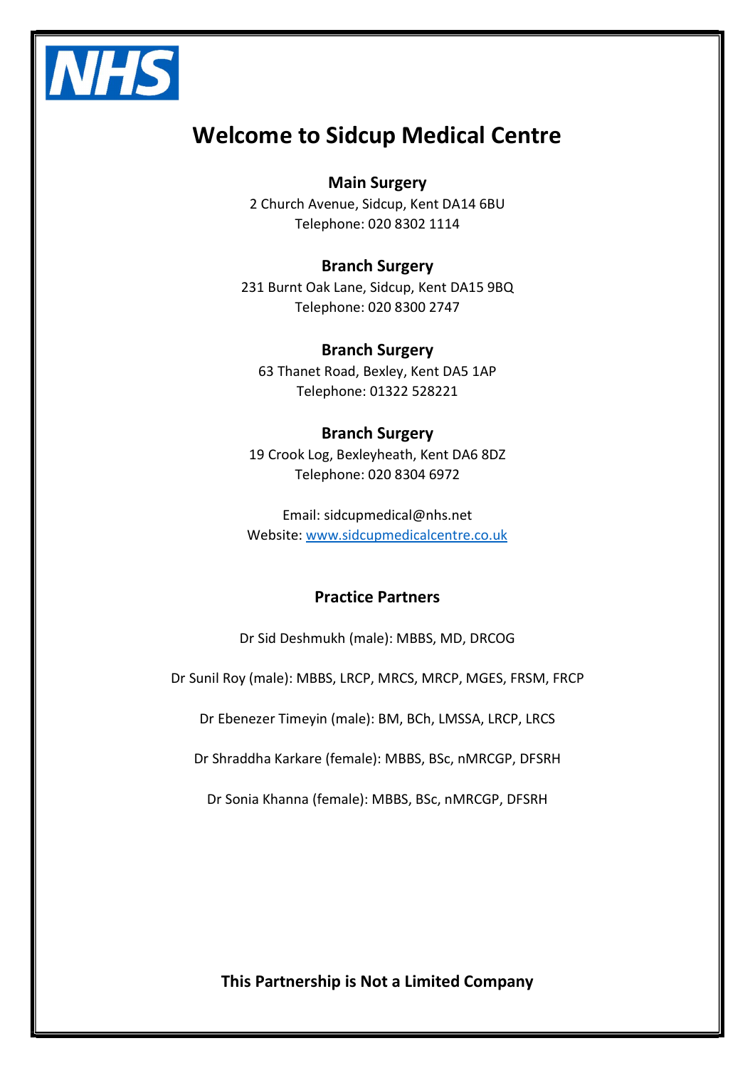NHS

# Welcome to Sidcup Medical Centre

**Main Surgery**
2 Church Avenue, Sidcup, Kent DA14 6BU
Telephone: 020 8302 1114

**Branch Surgery**
231 Burnt Oak Lane, Sidcup, Kent DA15 9BQ
Telephone: 020 8300 2747

**Branch Surgery**
63 Thanet Road, Bexley, Kent DA5 1AP
Telephone: 01322 528221

**Branch Surgery**
19 Crook Log, Bexleyheath, Kent DA6 8DZ
Telephone: 020 8304 6972

Email: sidcupmedical@nhs.net
Website: [www.sidcupmedicalcentre.co.uk](http://www.sidcupmedicalcentre.co.uk)

## Practice Partners

Dr Sid Deshmukh (male): MBBS, MD, DRCOG

Dr Sunil Roy (male): MBBS, LRCP, MRCS, MRCP, MGES, FRSM, FRCP

Dr Ebenezer Timeyin (male): BM, BCh, LMSSA, LRCP, LRCS

Dr Shraddha Karkare (female): MBBS, BSc, nMRCGP, DFSRH

Dr Sonia Khanna (female): MBBS, BSc, nMRCGP, DFSRH

**This Partnership is Not a Limited Company**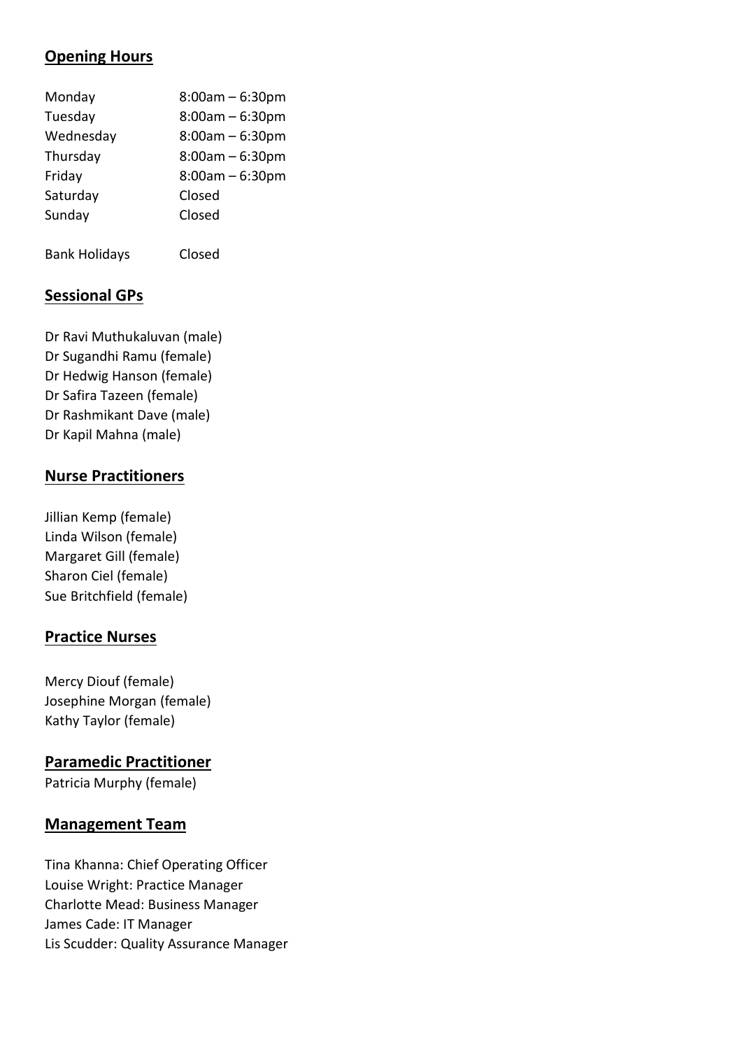## Opening Hours

| Day | Hours |
|---|---|
| Monday | 8:00am – 6:30pm |
| Tuesday | 8:00am – 6:30pm |
| Wednesday | 8:00am – 6:30pm |
| Thursday | 8:00am – 6:30pm |
| Friday | 8:00am – 6:30pm |
| Saturday | Closed |
| Sunday | Closed |
| Bank Holidays | Closed |

## Sessional GPs

Dr Ravi Muthukaluvan (male)
Dr Sugandhi Ramu (female)
Dr Hedwig Hanson (female)
Dr Safira Tazeen (female)
Dr Rashmikant Dave (male)
Dr Kapil Mahna (male)

## Nurse Practitioners

Jillian Kemp (female)
Linda Wilson (female)
Margaret Gill (female)
Sharon Ciel (female)
Sue Britchfield (female)

## Practice Nurses

Mercy Diouf (female)
Josephine Morgan (female)
Kathy Taylor (female)

## Paramedic Practitioner

Patricia Murphy (female)

## Management Team

Tina Khanna: Chief Operating Officer
Louise Wright: Practice Manager
Charlotte Mead: Business Manager
James Cade: IT Manager
Lis Scudder: Quality Assurance Manager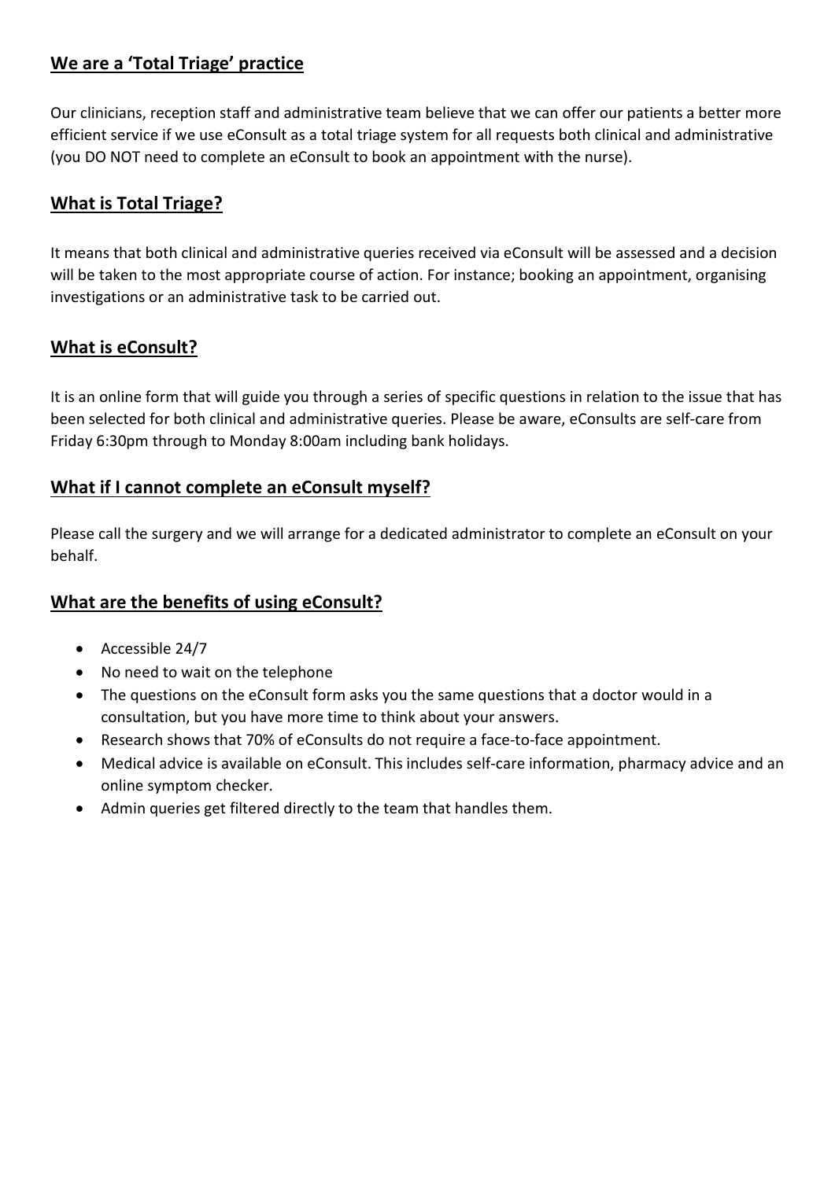## We are a 'Total Triage' practice

Our clinicians, reception staff and administrative team believe that we can offer our patients a better more efficient service if we use eConsult as a total triage system for all requests both clinical and administrative (you DO NOT need to complete an eConsult to book an appointment with the nurse).

## What is Total Triage?

It means that both clinical and administrative queries received via eConsult will be assessed and a decision will be taken to the most appropriate course of action. For instance; booking an appointment, organising investigations or an administrative task to be carried out.

## What is eConsult?

It is an online form that will guide you through a series of specific questions in relation to the issue that has been selected for both clinical and administrative queries. Please be aware, eConsults are self-care from Friday 6:30pm through to Monday 8:00am including bank holidays.

## What if I cannot complete an eConsult myself?

Please call the surgery and we will arrange for a dedicated administrator to complete an eConsult on your behalf.

## What are the benefits of using eConsult?

- Accessible 24/7
- No need to wait on the telephone
- The questions on the eConsult form asks you the same questions that a doctor would in a consultation, but you have more time to think about your answers.
- Research shows that 70% of eConsults do not require a face-to-face appointment.
- Medical advice is available on eConsult. This includes self-care information, pharmacy advice and an online symptom checker.
- Admin queries get filtered directly to the team that handles them.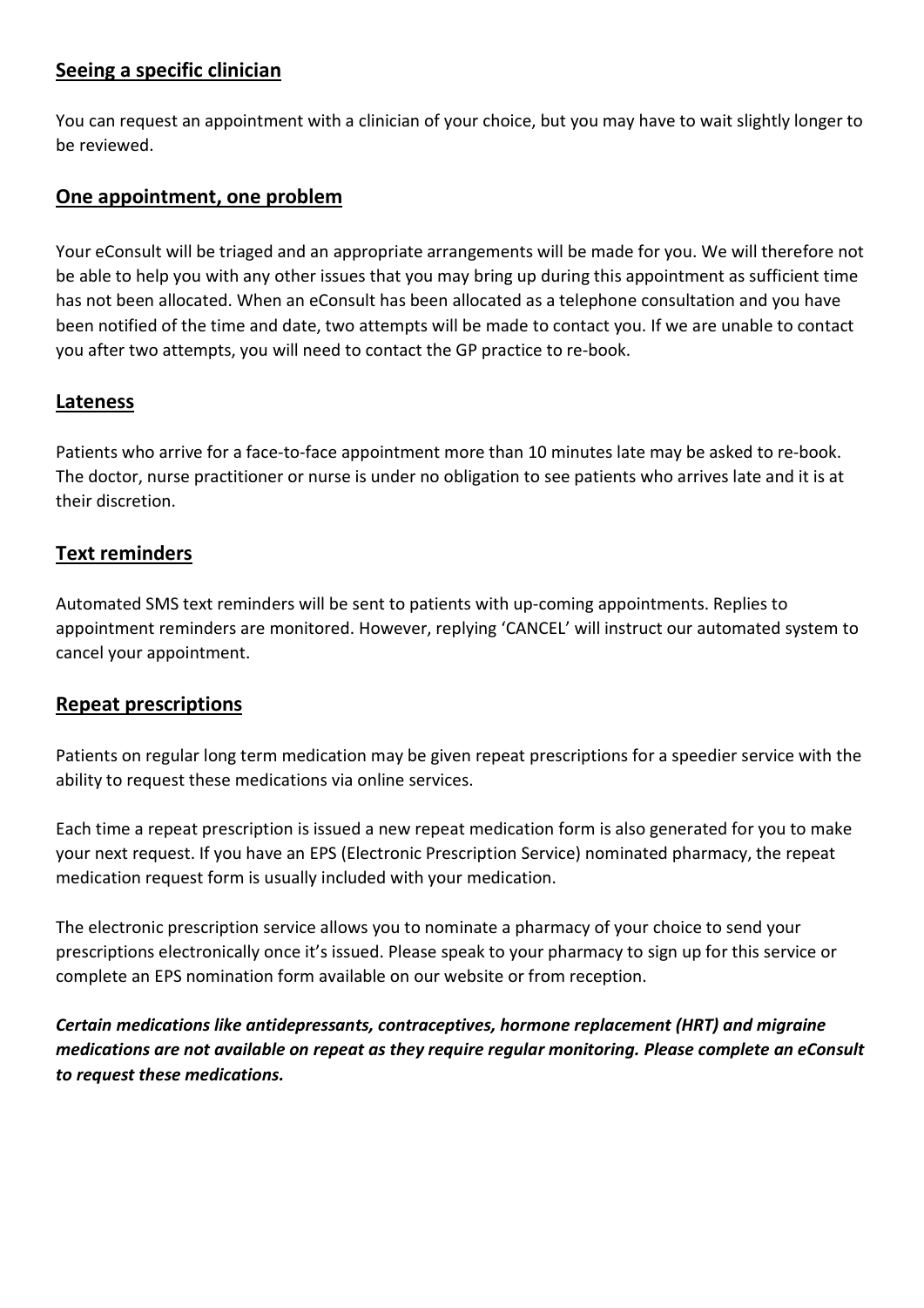## Seeing a specific clinician

You can request an appointment with a clinician of your choice, but you may have to wait slightly longer to be reviewed.

## One appointment, one problem

Your eConsult will be triaged and an appropriate arrangements will be made for you. We will therefore not be able to help you with any other issues that you may bring up during this appointment as sufficient time has not been allocated. When an eConsult has been allocated as a telephone consultation and you have been notified of the time and date, two attempts will be made to contact you. If we are unable to contact you after two attempts, you will need to contact the GP practice to re-book.

## Lateness

Patients who arrive for a face-to-face appointment more than 10 minutes late may be asked to re-book. The doctor, nurse practitioner or nurse is under no obligation to see patients who arrives late and it is at their discretion.

## Text reminders

Automated SMS text reminders will be sent to patients with up-coming appointments. Replies to appointment reminders are monitored. However, replying 'CANCEL' will instruct our automated system to cancel your appointment.

## Repeat prescriptions

Patients on regular long term medication may be given repeat prescriptions for a speedier service with the ability to request these medications via online services.

Each time a repeat prescription is issued a new repeat medication form is also generated for you to make your next request. If you have an EPS (Electronic Prescription Service) nominated pharmacy, the repeat medication request form is usually included with your medication.

The electronic prescription service allows you to nominate a pharmacy of your choice to send your prescriptions electronically once it's issued. Please speak to your pharmacy to sign up for this service or complete an EPS nomination form available on our website or from reception.

***Certain medications like antidepressants, contraceptives, hormone replacement (HRT) and migraine medications are not available on repeat as they require regular monitoring. Please complete an eConsult to request these medications.***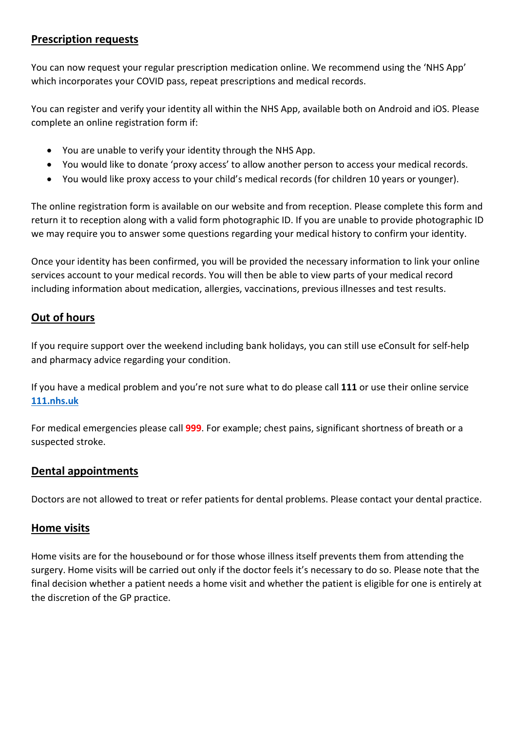## Prescription requests

You can now request your regular prescription medication online. We recommend using the 'NHS App' which incorporates your COVID pass, repeat prescriptions and medical records.

You can register and verify your identity all within the NHS App, available both on Android and iOS. Please complete an online registration form if:

- You are unable to verify your identity through the NHS App.
- You would like to donate 'proxy access' to allow another person to access your medical records.
- You would like proxy access to your child's medical records (for children 10 years or younger).

The online registration form is available on our website and from reception. Please complete this form and return it to reception along with a valid form photographic ID. If you are unable to provide photographic ID we may require you to answer some questions regarding your medical history to confirm your identity.

Once your identity has been confirmed, you will be provided the necessary information to link your online services account to your medical records. You will then be able to view parts of your medical record including information about medication, allergies, vaccinations, previous illnesses and test results.

## Out of hours

If you require support over the weekend including bank holidays, you can still use eConsult for self-help and pharmacy advice regarding your condition.

If you have a medical problem and you're not sure what to do please call **111** or use their online service **111.nhs.uk**

For medical emergencies please call **999**. For example; chest pains, significant shortness of breath or a suspected stroke.

## Dental appointments

Doctors are not allowed to treat or refer patients for dental problems. Please contact your dental practice.

## Home visits

Home visits are for the housebound or for those whose illness itself prevents them from attending the surgery. Home visits will be carried out only if the doctor feels it's necessary to do so. Please note that the final decision whether a patient needs a home visit and whether the patient is eligible for one is entirely at the discretion of the GP practice.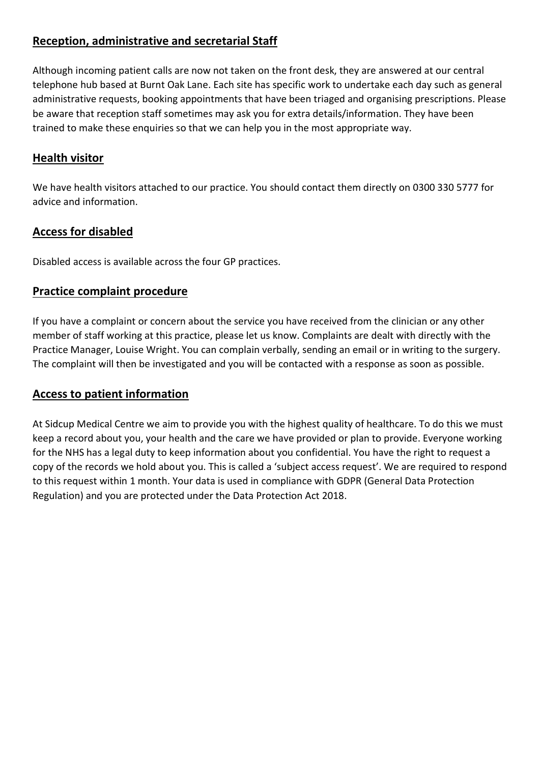## Reception, administrative and secretarial Staff

Although incoming patient calls are now not taken on the front desk, they are answered at our central telephone hub based at Burnt Oak Lane. Each site has specific work to undertake each day such as general administrative requests, booking appointments that have been triaged and organising prescriptions. Please be aware that reception staff sometimes may ask you for extra details/information. They have been trained to make these enquiries so that we can help you in the most appropriate way.

## Health visitor

We have health visitors attached to our practice. You should contact them directly on 0300 330 5777 for advice and information.

## Access for disabled

Disabled access is available across the four GP practices.

## Practice complaint procedure

If you have a complaint or concern about the service you have received from the clinician or any other member of staff working at this practice, please let us know. Complaints are dealt with directly with the Practice Manager, Louise Wright. You can complain verbally, sending an email or in writing to the surgery. The complaint will then be investigated and you will be contacted with a response as soon as possible.

## Access to patient information

At Sidcup Medical Centre we aim to provide you with the highest quality of healthcare. To do this we must keep a record about you, your health and the care we have provided or plan to provide. Everyone working for the NHS has a legal duty to keep information about you confidential. You have the right to request a copy of the records we hold about you. This is called a 'subject access request'. We are required to respond to this request within 1 month. Your data is used in compliance with GDPR (General Data Protection Regulation) and you are protected under the Data Protection Act 2018.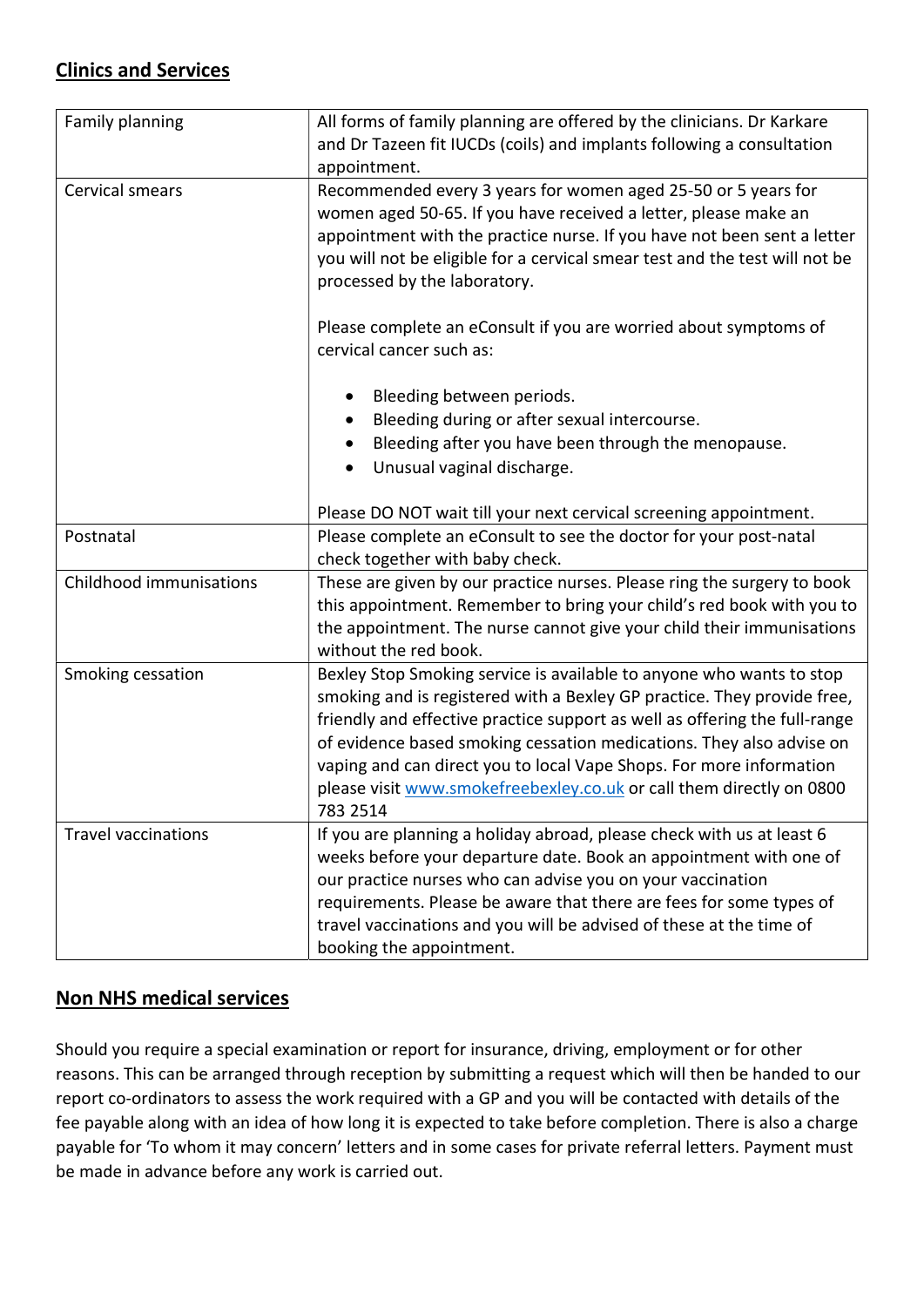## Clinics and Services

| | |
|---|---|
| Family planning | All forms of family planning are offered by the clinicians. Dr Karkare and Dr Tazeen fit IUCDs (coils) and implants following a consultation appointment. |
| Cervical smears | Recommended every 3 years for women aged 25-50 or 5 years for women aged 50-65. If you have received a letter, please make an appointment with the practice nurse. If you have not been sent a letter you will not be eligible for a cervical smear test and the test will not be processed by the laboratory.<br><br>Please complete an eConsult if you are worried about symptoms of cervical cancer such as:<br><br>• Bleeding between periods.<br>• Bleeding during or after sexual intercourse.<br>• Bleeding after you have been through the menopause.<br>• Unusual vaginal discharge.<br><br>Please DO NOT wait till your next cervical screening appointment. |
| Postnatal | Please complete an eConsult to see the doctor for your post-natal check together with baby check. |
| Childhood immunisations | These are given by our practice nurses. Please ring the surgery to book this appointment. Remember to bring your child's red book with you to the appointment. The nurse cannot give your child their immunisations without the red book. |
| Smoking cessation | Bexley Stop Smoking service is available to anyone who wants to stop smoking and is registered with a Bexley GP practice. They provide free, friendly and effective practice support as well as offering the full-range of evidence based smoking cessation medications. They also advise on vaping and can direct you to local Vape Shops. For more information please visit www.smokefreebexley.co.uk or call them directly on 0800 783 2514 |
| Travel vaccinations | If you are planning a holiday abroad, please check with us at least 6 weeks before your departure date. Book an appointment with one of our practice nurses who can advise you on your vaccination requirements. Please be aware that there are fees for some types of travel vaccinations and you will be advised of these at the time of booking the appointment. |

## Non NHS medical services

Should you require a special examination or report for insurance, driving, employment or for other reasons. This can be arranged through reception by submitting a request which will then be handed to our report co-ordinators to assess the work required with a GP and you will be contacted with details of the fee payable along with an idea of how long it is expected to take before completion. There is also a charge payable for 'To whom it may concern' letters and in some cases for private referral letters. Payment must be made in advance before any work is carried out.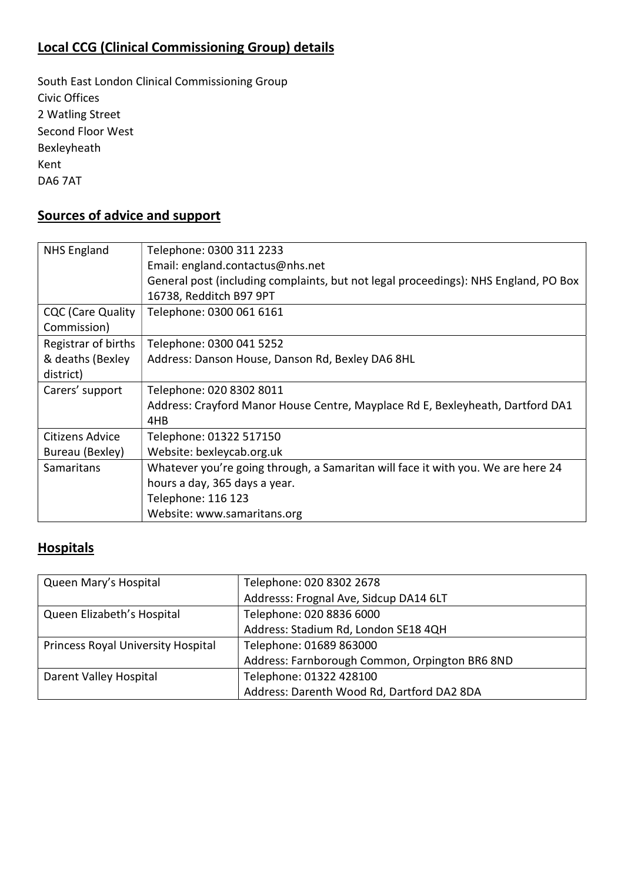## Local CCG (Clinical Commissioning Group) details

South East London Clinical Commissioning Group
Civic Offices
2 Watling Street
Second Floor West
Bexleyheath
Kent
DA6 7AT

## Sources of advice and support

| | |
|---|---|
| NHS England | Telephone: 0300 311 2233<br>Email: england.contactus@nhs.net<br>General post (including complaints, but not legal proceedings): NHS England, PO Box 16738, Redditch B97 9PT |
| CQC (Care Quality Commission) | Telephone: 0300 061 6161 |
| Registrar of births & deaths (Bexley district) | Telephone: 0300 041 5252<br>Address: Danson House, Danson Rd, Bexley DA6 8HL |
| Carers' support | Telephone: 020 8302 8011<br>Address: Crayford Manor House Centre, Mayplace Rd E, Bexleyheath, Dartford DA1 4HB |
| Citizens Advice Bureau (Bexley) | Telephone: 01322 517150<br>Website: bexleycab.org.uk |
| Samaritans | Whatever you're going through, a Samaritan will face it with you. We are here 24 hours a day, 365 days a year.<br>Telephone: 116 123<br>Website: www.samaritans.org |

## Hospitals

| | |
|---|---|
| Queen Mary's Hospital | Telephone: 020 8302 2678<br>Addresss: Frognal Ave, Sidcup DA14 6LT |
| Queen Elizabeth's Hospital | Telephone: 020 8836 6000<br>Address: Stadium Rd, London SE18 4QH |
| Princess Royal University Hospital | Telephone: 01689 863000<br>Address: Farnborough Common, Orpington BR6 8ND |
| Darent Valley Hospital | Telephone: 01322 428100<br>Address: Darenth Wood Rd, Dartford DA2 8DA |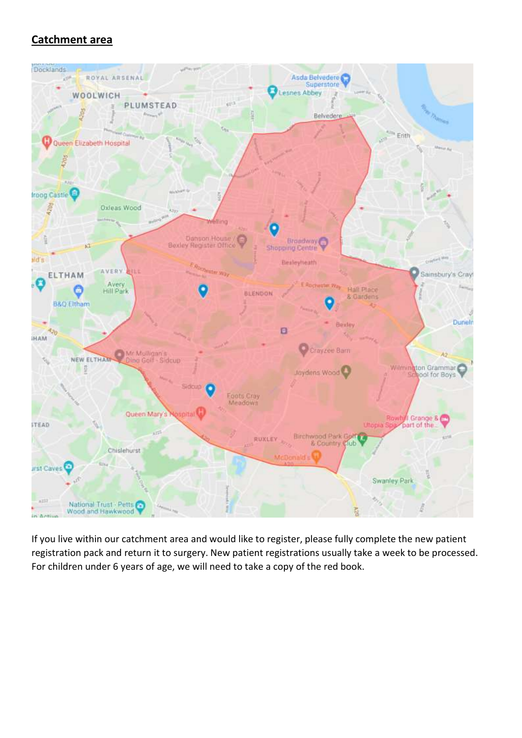## **Catchment area**

If you live within our catchment area and would like to register, please fully complete the new patient registration pack and return it to surgery. New patient registrations usually take a week to be processed. For children under 6 years of age, we will need to take a copy of the red book.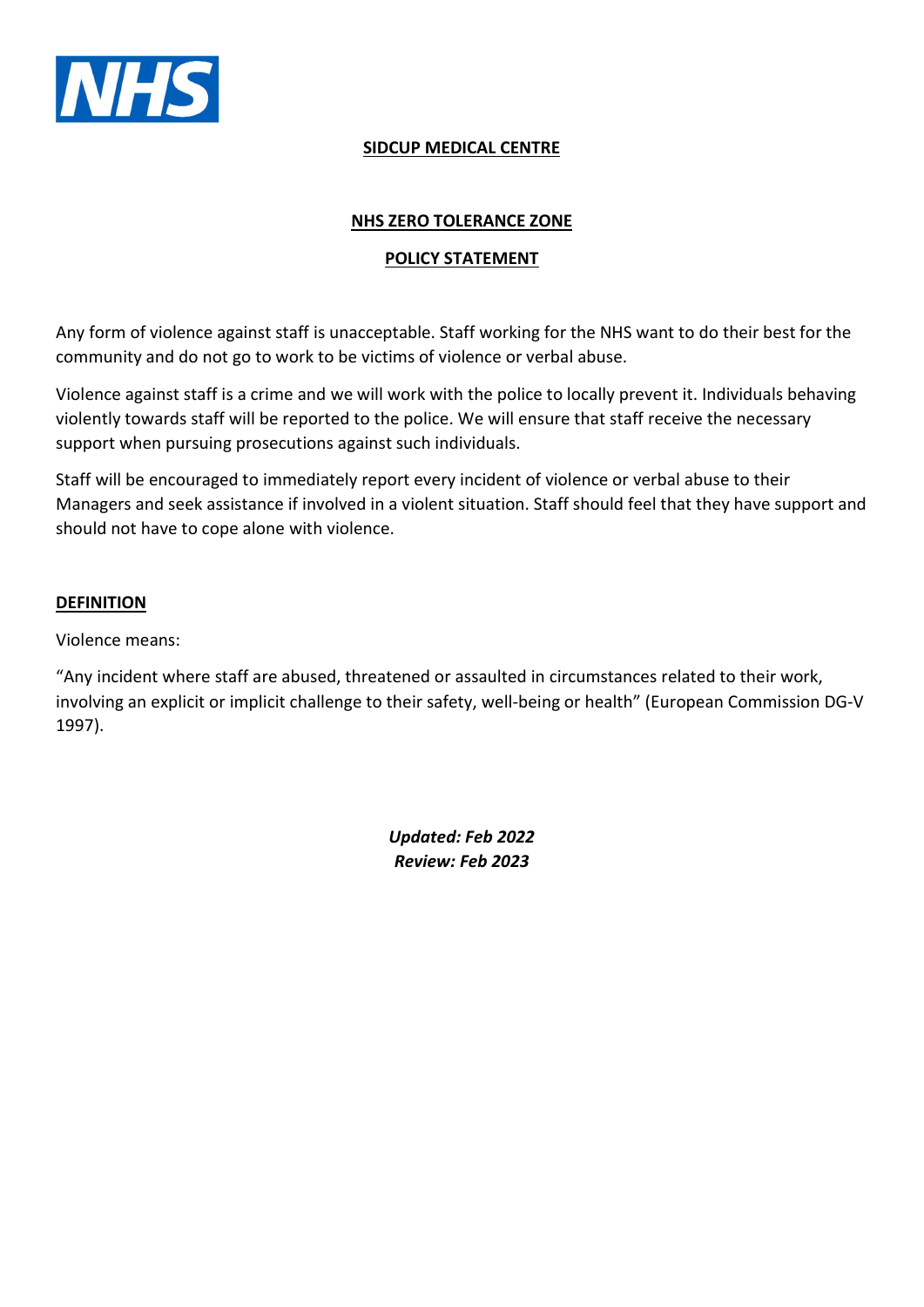NHS

## SIDCUP MEDICAL CENTRE

## NHS ZERO TOLERANCE ZONE

## POLICY STATEMENT

Any form of violence against staff is unacceptable. Staff working for the NHS want to do their best for the community and do not go to work to be victims of violence or verbal abuse.

Violence against staff is a crime and we will work with the police to locally prevent it. Individuals behaving violently towards staff will be reported to the police. We will ensure that staff receive the necessary support when pursuing prosecutions against such individuals.

Staff will be encouraged to immediately report every incident of violence or verbal abuse to their Managers and seek assistance if involved in a violent situation. Staff should feel that they have support and should not have to cope alone with violence.

### DEFINITION

Violence means:

"Any incident where staff are abused, threatened or assaulted in circumstances related to their work, involving an explicit or implicit challenge to their safety, well-being or health" (European Commission DG-V 1997).

***Updated: Feb 2022***
***Review: Feb 2023***